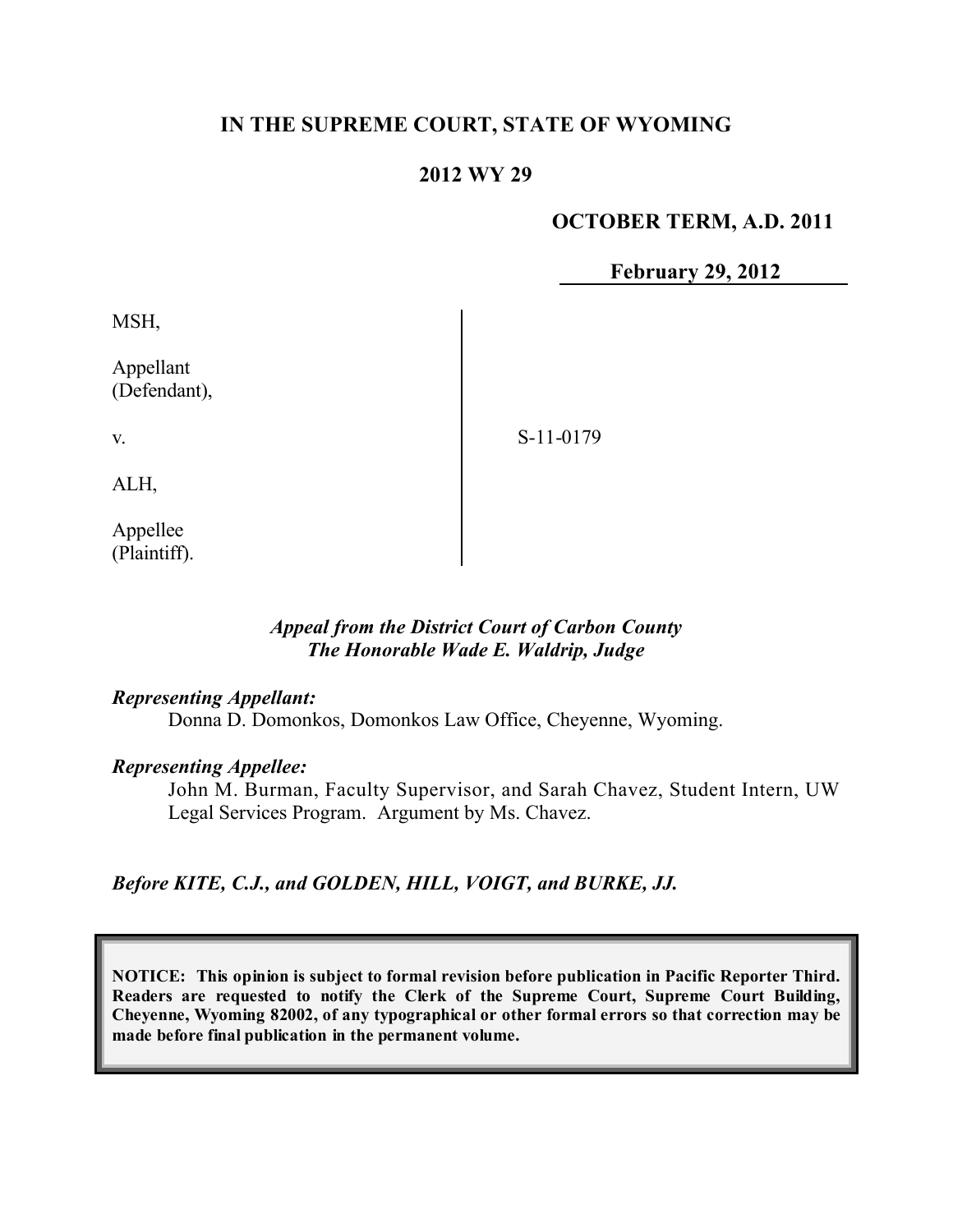**IN THE SUPREME COURT, STATE OF WYOMING**

**2012 WY 29**

**OCTOBER TERM, A.D. 2011**

**February 29, 2012**

MSH,

Appellant
(Defendant),

v.

ALH,

Appellee
(Plaintiff).

S-11-0179

*Appeal from the District Court of Carbon County*
*The Honorable Wade E. Waldrip, Judge*

*Representing Appellant:*

Donna D. Domonkos, Domonkos Law Office, Cheyenne, Wyoming.

*Representing Appellee:*

John M. Burman, Faculty Supervisor, and Sarah Chavez, Student Intern, UW Legal Services Program. Argument by Ms. Chavez.

*Before KITE, C.J., and GOLDEN, HILL, VOIGT, and BURKE, JJ.*

**NOTICE: This opinion is subject to formal revision before publication in Pacific Reporter Third. Readers are requested to notify the Clerk of the Supreme Court, Supreme Court Building, Cheyenne, Wyoming 82002, of any typographical or other formal errors so that correction may be made before final publication in the permanent volume.**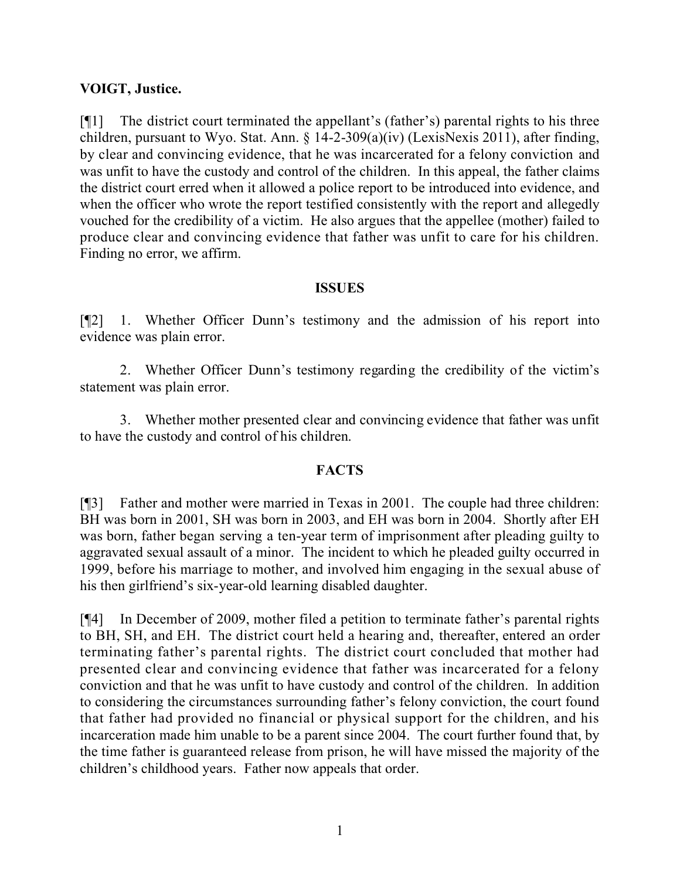**VOIGT, Justice.**

[¶1] The district court terminated the appellant's (father's) parental rights to his three children, pursuant to Wyo. Stat. Ann. § 14-2-309(a)(iv) (LexisNexis 2011), after finding, by clear and convincing evidence, that he was incarcerated for a felony conviction and was unfit to have the custody and control of the children. In this appeal, the father claims the district court erred when it allowed a police report to be introduced into evidence, and when the officer who wrote the report testified consistently with the report and allegedly vouched for the credibility of a victim. He also argues that the appellee (mother) failed to produce clear and convincing evidence that father was unfit to care for his children. Finding no error, we affirm.

## ISSUES

[¶2] 1. Whether Officer Dunn's testimony and the admission of his report into evidence was plain error.

2. Whether Officer Dunn's testimony regarding the credibility of the victim's statement was plain error.

3. Whether mother presented clear and convincing evidence that father was unfit to have the custody and control of his children.

## FACTS

[¶3] Father and mother were married in Texas in 2001. The couple had three children: BH was born in 2001, SH was born in 2003, and EH was born in 2004. Shortly after EH was born, father began serving a ten-year term of imprisonment after pleading guilty to aggravated sexual assault of a minor. The incident to which he pleaded guilty occurred in 1999, before his marriage to mother, and involved him engaging in the sexual abuse of his then girlfriend's six-year-old learning disabled daughter.

[¶4] In December of 2009, mother filed a petition to terminate father's parental rights to BH, SH, and EH. The district court held a hearing and, thereafter, entered an order terminating father's parental rights. The district court concluded that mother had presented clear and convincing evidence that father was incarcerated for a felony conviction and that he was unfit to have custody and control of the children. In addition to considering the circumstances surrounding father's felony conviction, the court found that father had provided no financial or physical support for the children, and his incarceration made him unable to be a parent since 2004. The court further found that, by the time father is guaranteed release from prison, he will have missed the majority of the children's childhood years. Father now appeals that order.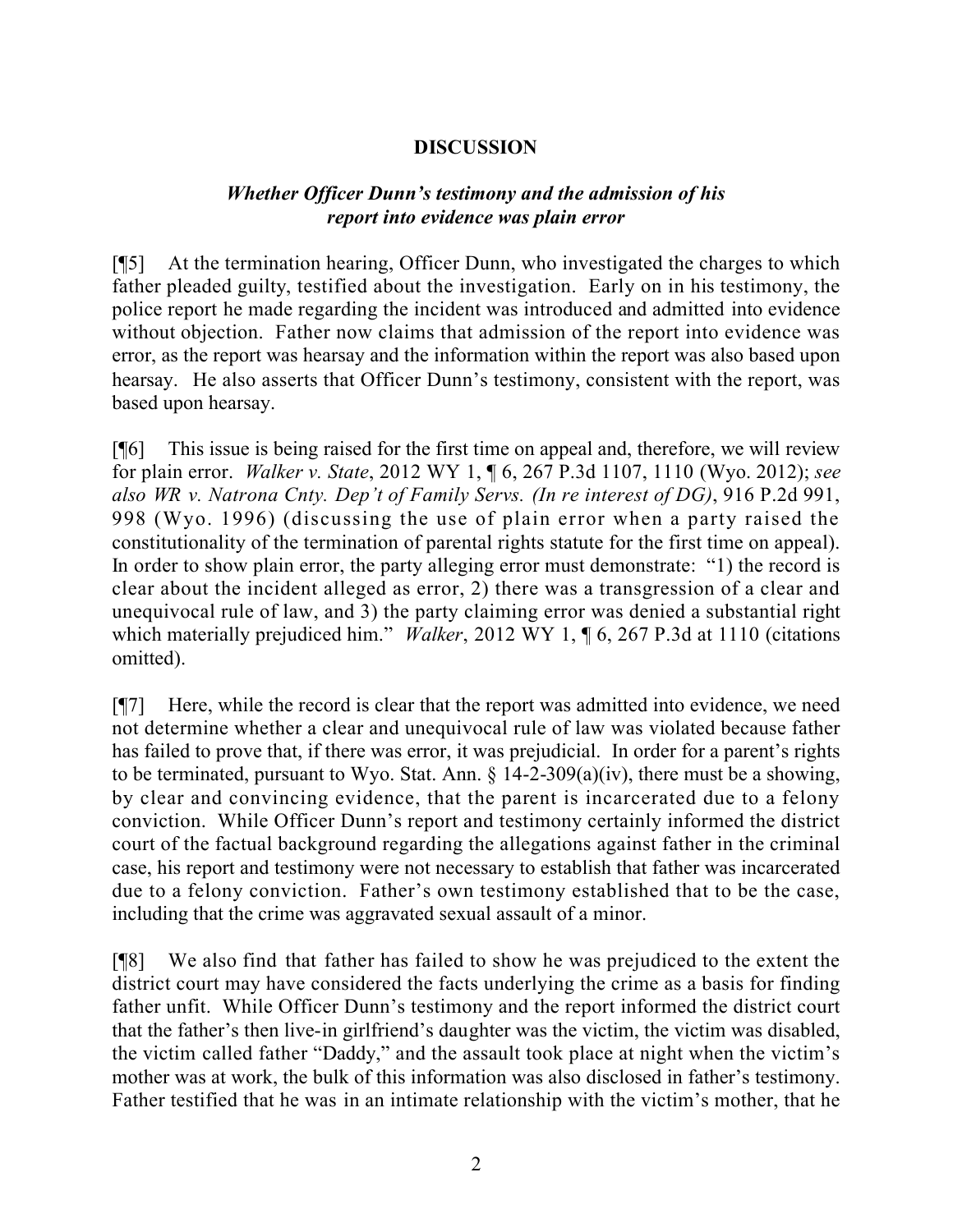## DISCUSSION

### *Whether Officer Dunn's testimony and the admission of his report into evidence was plain error*

[¶5] At the termination hearing, Officer Dunn, who investigated the charges to which father pleaded guilty, testified about the investigation. Early on in his testimony, the police report he made regarding the incident was introduced and admitted into evidence without objection. Father now claims that admission of the report into evidence was error, as the report was hearsay and the information within the report was also based upon hearsay. He also asserts that Officer Dunn's testimony, consistent with the report, was based upon hearsay.

[¶6] This issue is being raised for the first time on appeal and, therefore, we will review for plain error. *Walker v. State*, 2012 WY 1, ¶ 6, 267 P.3d 1107, 1110 (Wyo. 2012); *see also WR v. Natrona Cnty. Dep't of Family Servs. (In re interest of DG)*, 916 P.2d 991, 998 (Wyo. 1996) (discussing the use of plain error when a party raised the constitutionality of the termination of parental rights statute for the first time on appeal). In order to show plain error, the party alleging error must demonstrate: "1) the record is clear about the incident alleged as error, 2) there was a transgression of a clear and unequivocal rule of law, and 3) the party claiming error was denied a substantial right which materially prejudiced him." *Walker*, 2012 WY 1, ¶ 6, 267 P.3d at 1110 (citations omitted).

[¶7] Here, while the record is clear that the report was admitted into evidence, we need not determine whether a clear and unequivocal rule of law was violated because father has failed to prove that, if there was error, it was prejudicial. In order for a parent's rights to be terminated, pursuant to Wyo. Stat. Ann. § 14-2-309(a)(iv), there must be a showing, by clear and convincing evidence, that the parent is incarcerated due to a felony conviction. While Officer Dunn's report and testimony certainly informed the district court of the factual background regarding the allegations against father in the criminal case, his report and testimony were not necessary to establish that father was incarcerated due to a felony conviction. Father's own testimony established that to be the case, including that the crime was aggravated sexual assault of a minor.

[¶8] We also find that father has failed to show he was prejudiced to the extent the district court may have considered the facts underlying the crime as a basis for finding father unfit. While Officer Dunn's testimony and the report informed the district court that the father's then live-in girlfriend's daughter was the victim, the victim was disabled, the victim called father "Daddy," and the assault took place at night when the victim's mother was at work, the bulk of this information was also disclosed in father's testimony. Father testified that he was in an intimate relationship with the victim's mother, that he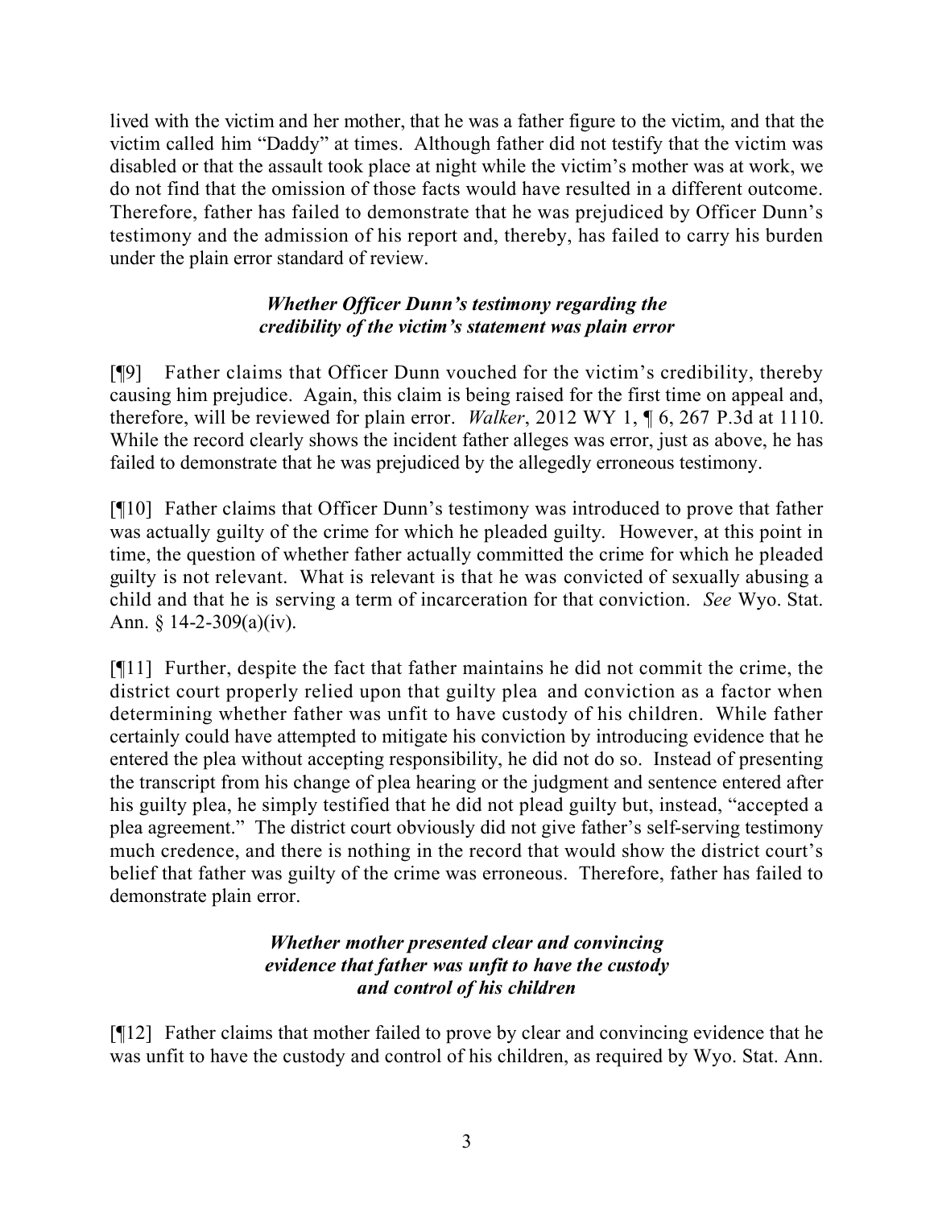lived with the victim and her mother, that he was a father figure to the victim, and that the victim called him "Daddy" at times. Although father did not testify that the victim was disabled or that the assault took place at night while the victim's mother was at work, we do not find that the omission of those facts would have resulted in a different outcome. Therefore, father has failed to demonstrate that he was prejudiced by Officer Dunn's testimony and the admission of his report and, thereby, has failed to carry his burden under the plain error standard of review.

### *Whether Officer Dunn's testimony regarding the credibility of the victim's statement was plain error*

[¶9] Father claims that Officer Dunn vouched for the victim's credibility, thereby causing him prejudice. Again, this claim is being raised for the first time on appeal and, therefore, will be reviewed for plain error. *Walker*, 2012 WY 1, ¶ 6, 267 P.3d at 1110. While the record clearly shows the incident father alleges was error, just as above, he has failed to demonstrate that he was prejudiced by the allegedly erroneous testimony.

[¶10] Father claims that Officer Dunn's testimony was introduced to prove that father was actually guilty of the crime for which he pleaded guilty. However, at this point in time, the question of whether father actually committed the crime for which he pleaded guilty is not relevant. What is relevant is that he was convicted of sexually abusing a child and that he is serving a term of incarceration for that conviction. *See* Wyo. Stat. Ann. § 14-2-309(a)(iv).

[¶11] Further, despite the fact that father maintains he did not commit the crime, the district court properly relied upon that guilty plea and conviction as a factor when determining whether father was unfit to have custody of his children. While father certainly could have attempted to mitigate his conviction by introducing evidence that he entered the plea without accepting responsibility, he did not do so. Instead of presenting the transcript from his change of plea hearing or the judgment and sentence entered after his guilty plea, he simply testified that he did not plead guilty but, instead, "accepted a plea agreement." The district court obviously did not give father's self-serving testimony much credence, and there is nothing in the record that would show the district court's belief that father was guilty of the crime was erroneous. Therefore, father has failed to demonstrate plain error.

### *Whether mother presented clear and convincing evidence that father was unfit to have the custody and control of his children*

[¶12] Father claims that mother failed to prove by clear and convincing evidence that he was unfit to have the custody and control of his children, as required by Wyo. Stat. Ann.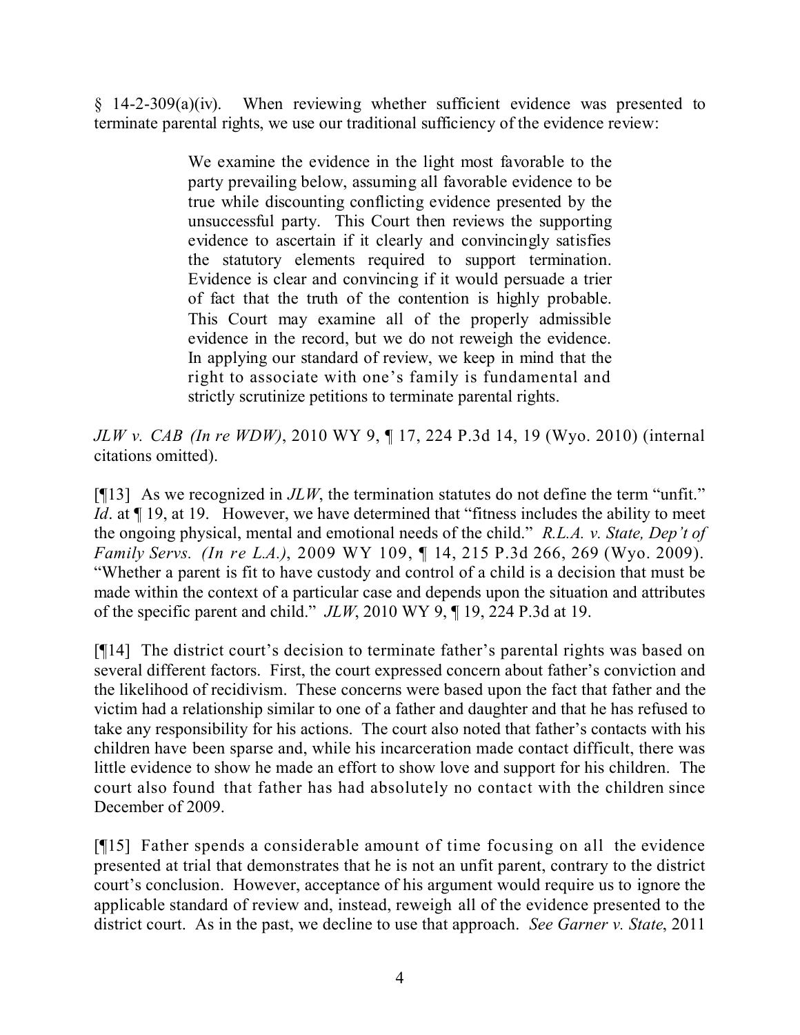§ 14-2-309(a)(iv). When reviewing whether sufficient evidence was presented to terminate parental rights, we use our traditional sufficiency of the evidence review:

> We examine the evidence in the light most favorable to the party prevailing below, assuming all favorable evidence to be true while discounting conflicting evidence presented by the unsuccessful party. This Court then reviews the supporting evidence to ascertain if it clearly and convincingly satisfies the statutory elements required to support termination. Evidence is clear and convincing if it would persuade a trier of fact that the truth of the contention is highly probable. This Court may examine all of the properly admissible evidence in the record, but we do not reweigh the evidence. In applying our standard of review, we keep in mind that the right to associate with one's family is fundamental and strictly scrutinize petitions to terminate parental rights.

*JLW v. CAB (In re WDW)*, 2010 WY 9, ¶ 17, 224 P.3d 14, 19 (Wyo. 2010) (internal citations omitted).

[¶13] As we recognized in *JLW*, the termination statutes do not define the term "unfit." *Id*. at ¶ 19, at 19. However, we have determined that "fitness includes the ability to meet the ongoing physical, mental and emotional needs of the child." *R.L.A. v. State, Dep't of Family Servs. (In re L.A.)*, 2009 WY 109, ¶ 14, 215 P.3d 266, 269 (Wyo. 2009). "Whether a parent is fit to have custody and control of a child is a decision that must be made within the context of a particular case and depends upon the situation and attributes of the specific parent and child." *JLW*, 2010 WY 9, ¶ 19, 224 P.3d at 19.

[¶14] The district court's decision to terminate father's parental rights was based on several different factors. First, the court expressed concern about father's conviction and the likelihood of recidivism. These concerns were based upon the fact that father and the victim had a relationship similar to one of a father and daughter and that he has refused to take any responsibility for his actions. The court also noted that father's contacts with his children have been sparse and, while his incarceration made contact difficult, there was little evidence to show he made an effort to show love and support for his children. The court also found that father has had absolutely no contact with the children since December of 2009.

[¶15] Father spends a considerable amount of time focusing on all the evidence presented at trial that demonstrates that he is not an unfit parent, contrary to the district court's conclusion. However, acceptance of his argument would require us to ignore the applicable standard of review and, instead, reweigh all of the evidence presented to the district court. As in the past, we decline to use that approach. *See Garner v. State*, 2011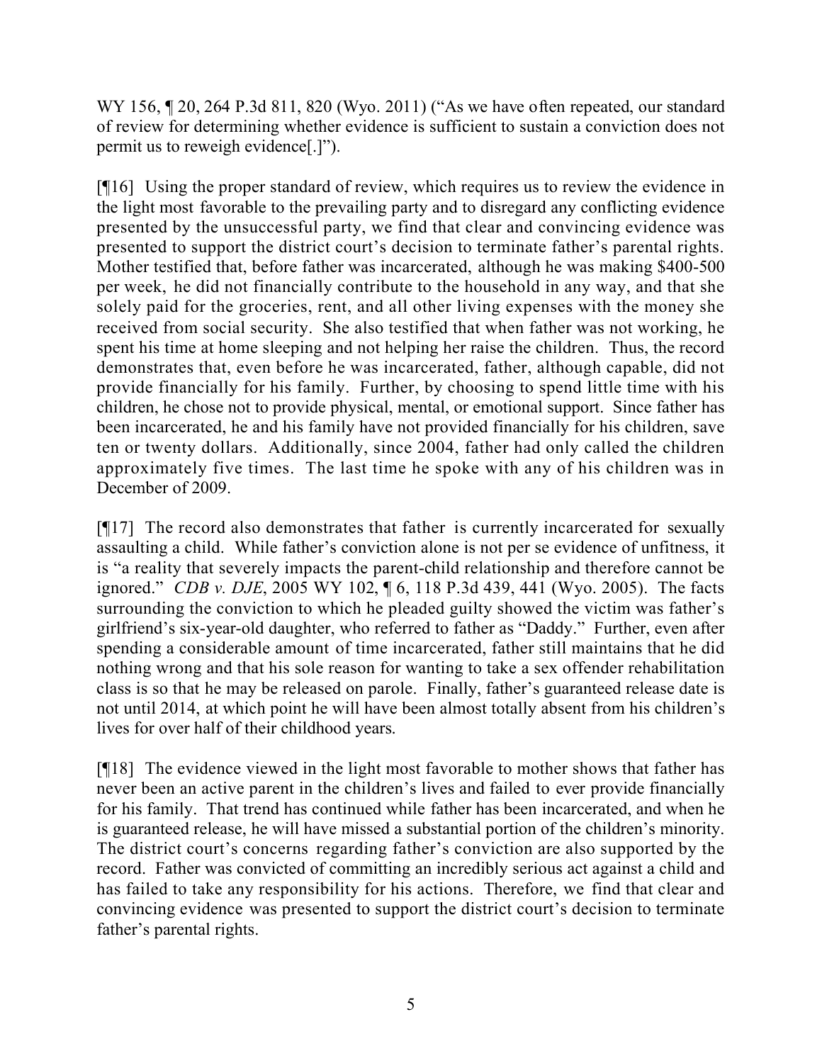WY 156, ¶ 20, 264 P.3d 811, 820 (Wyo. 2011) ("As we have often repeated, our standard of review for determining whether evidence is sufficient to sustain a conviction does not permit us to reweigh evidence[.]").

[¶16] Using the proper standard of review, which requires us to review the evidence in the light most favorable to the prevailing party and to disregard any conflicting evidence presented by the unsuccessful party, we find that clear and convincing evidence was presented to support the district court's decision to terminate father's parental rights. Mother testified that, before father was incarcerated, although he was making $400-500 per week, he did not financially contribute to the household in any way, and that she solely paid for the groceries, rent, and all other living expenses with the money she received from social security. She also testified that when father was not working, he spent his time at home sleeping and not helping her raise the children. Thus, the record demonstrates that, even before he was incarcerated, father, although capable, did not provide financially for his family. Further, by choosing to spend little time with his children, he chose not to provide physical, mental, or emotional support. Since father has been incarcerated, he and his family have not provided financially for his children, save ten or twenty dollars. Additionally, since 2004, father had only called the children approximately five times. The last time he spoke with any of his children was in December of 2009.

[¶17] The record also demonstrates that father is currently incarcerated for sexually assaulting a child. While father's conviction alone is not per se evidence of unfitness, it is "a reality that severely impacts the parent-child relationship and therefore cannot be ignored." *CDB v. DJE*, 2005 WY 102, ¶ 6, 118 P.3d 439, 441 (Wyo. 2005). The facts surrounding the conviction to which he pleaded guilty showed the victim was father's girlfriend's six-year-old daughter, who referred to father as "Daddy." Further, even after spending a considerable amount of time incarcerated, father still maintains that he did nothing wrong and that his sole reason for wanting to take a sex offender rehabilitation class is so that he may be released on parole. Finally, father's guaranteed release date is not until 2014, at which point he will have been almost totally absent from his children's lives for over half of their childhood years.

[¶18] The evidence viewed in the light most favorable to mother shows that father has never been an active parent in the children's lives and failed to ever provide financially for his family. That trend has continued while father has been incarcerated, and when he is guaranteed release, he will have missed a substantial portion of the children's minority. The district court's concerns regarding father's conviction are also supported by the record. Father was convicted of committing an incredibly serious act against a child and has failed to take any responsibility for his actions. Therefore, we find that clear and convincing evidence was presented to support the district court's decision to terminate father's parental rights.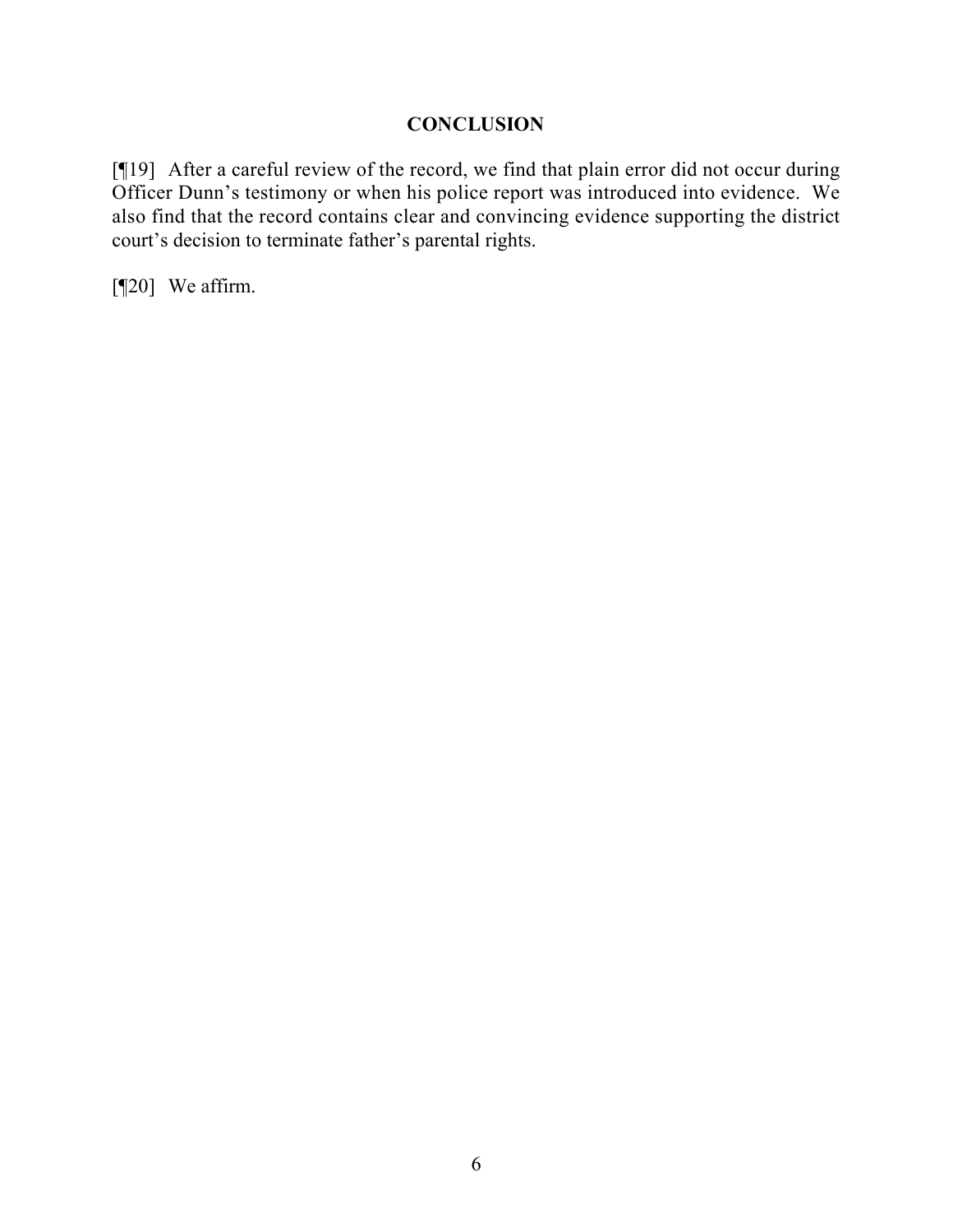## CONCLUSION

[¶19] After a careful review of the record, we find that plain error did not occur during Officer Dunn's testimony or when his police report was introduced into evidence. We also find that the record contains clear and convincing evidence supporting the district court's decision to terminate father's parental rights.

[¶20] We affirm.